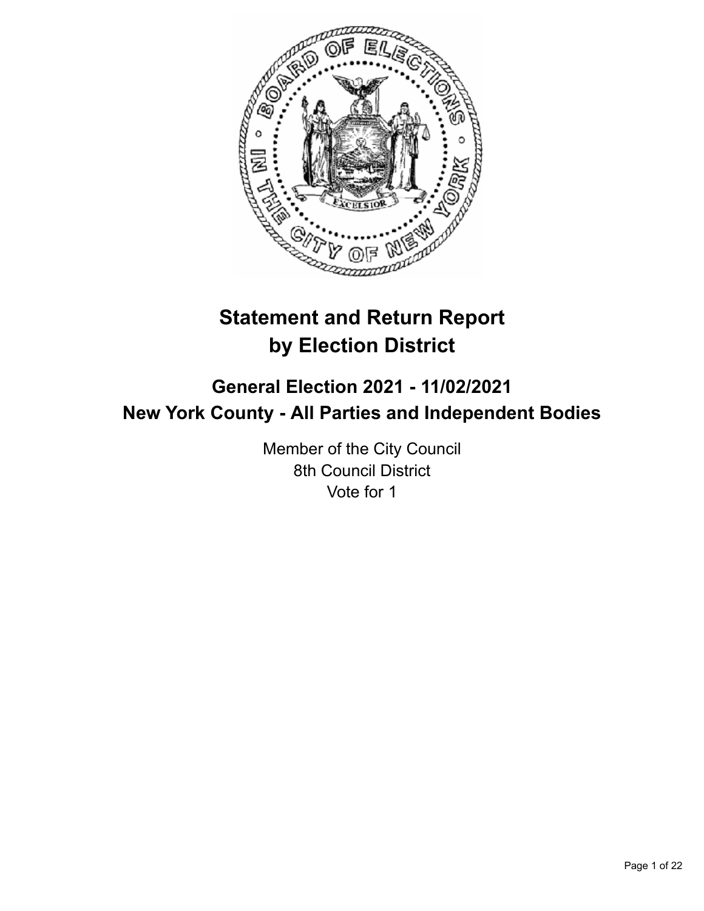# Statement and Return Report by Election District

## General Election 2021 - 11/02/2021
## New York County - All Parties and Independent Bodies

Member of the City Council
8th Council District
Vote for 1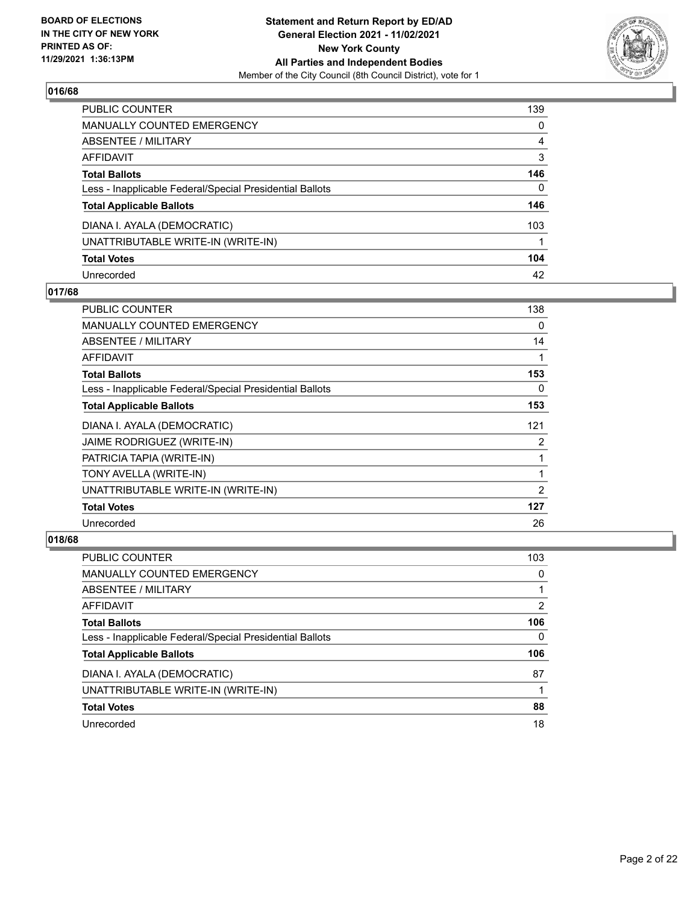**BOARD OF ELECTIONS IN THE CITY OF NEW YORK PRINTED AS OF: 11/29/2021 1:36:13PM**

**Statement and Return Report by ED/AD General Election 2021 - 11/02/2021 New York County All Parties and Independent Bodies**

Member of the City Council (8th Council District), vote for 1

### 016/68

| | |
|---|---|
| PUBLIC COUNTER | 139 |
| MANUALLY COUNTED EMERGENCY | 0 |
| ABSENTEE / MILITARY | 4 |
| AFFIDAVIT | 3 |
| **Total Ballots** | **146** |
| Less - Inapplicable Federal/Special Presidential Ballots | 0 |
| **Total Applicable Ballots** | **146** |
| DIANA I. AYALA (DEMOCRATIC) | 103 |
| UNATTRIBUTABLE WRITE-IN (WRITE-IN) | 1 |
| **Total Votes** | **104** |
| Unrecorded | 42 |

### 017/68

| | |
|---|---|
| PUBLIC COUNTER | 138 |
| MANUALLY COUNTED EMERGENCY | 0 |
| ABSENTEE / MILITARY | 14 |
| AFFIDAVIT | 1 |
| **Total Ballots** | **153** |
| Less - Inapplicable Federal/Special Presidential Ballots | 0 |
| **Total Applicable Ballots** | **153** |
| DIANA I. AYALA (DEMOCRATIC) | 121 |
| JAIME RODRIGUEZ (WRITE-IN) | 2 |
| PATRICIA TAPIA (WRITE-IN) | 1 |
| TONY AVELLA (WRITE-IN) | 1 |
| UNATTRIBUTABLE WRITE-IN (WRITE-IN) | 2 |
| **Total Votes** | **127** |
| Unrecorded | 26 |

### 018/68

| | |
|---|---|
| PUBLIC COUNTER | 103 |
| MANUALLY COUNTED EMERGENCY | 0 |
| ABSENTEE / MILITARY | 1 |
| AFFIDAVIT | 2 |
| **Total Ballots** | **106** |
| Less - Inapplicable Federal/Special Presidential Ballots | 0 |
| **Total Applicable Ballots** | **106** |
| DIANA I. AYALA (DEMOCRATIC) | 87 |
| UNATTRIBUTABLE WRITE-IN (WRITE-IN) | 1 |
| **Total Votes** | **88** |
| Unrecorded | 18 |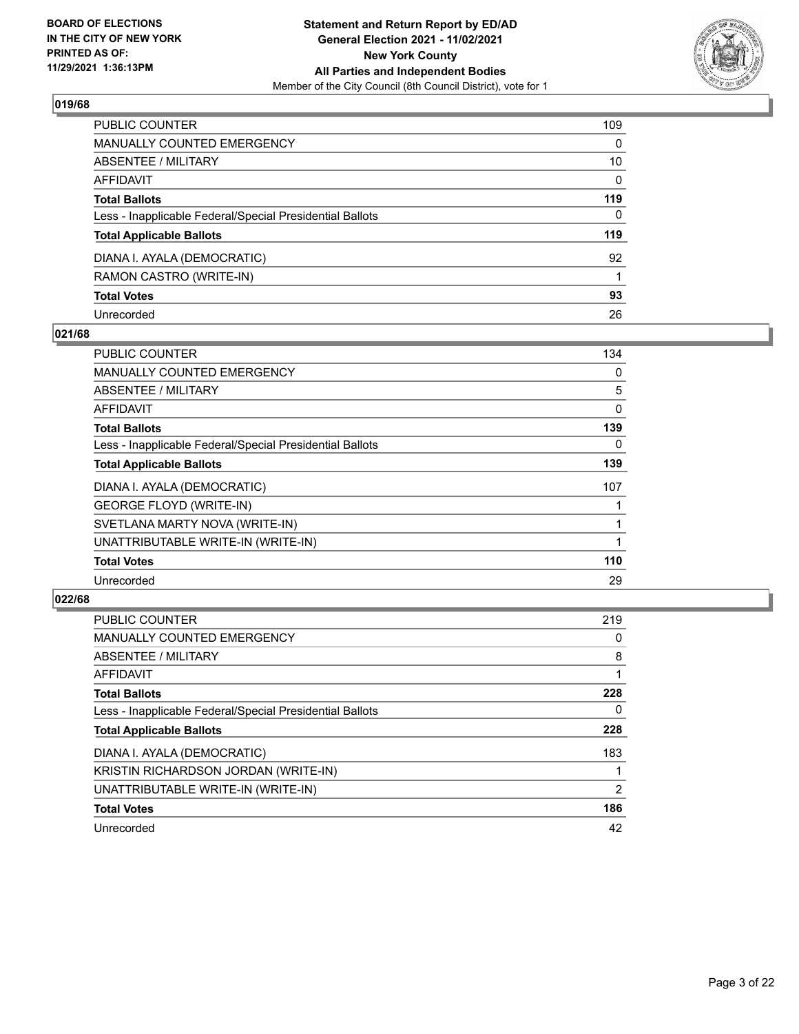**BOARD OF ELECTIONS IN THE CITY OF NEW YORK PRINTED AS OF: 11/29/2021 1:36:13PM**

**Statement and Return Report by ED/AD**
**General Election 2021 - 11/02/2021**
**New York County**
**All Parties and Independent Bodies**
Member of the City Council (8th Council District), vote for 1

## 019/68

| | |
|---|---|
| PUBLIC COUNTER | 109 |
| MANUALLY COUNTED EMERGENCY | 0 |
| ABSENTEE / MILITARY | 10 |
| AFFIDAVIT | 0 |
| **Total Ballots** | **119** |
| Less - Inapplicable Federal/Special Presidential Ballots | 0 |
| **Total Applicable Ballots** | **119** |
| DIANA I. AYALA (DEMOCRATIC) | 92 |
| RAMON CASTRO (WRITE-IN) | 1 |
| **Total Votes** | **93** |
| Unrecorded | 26 |

## 021/68

| | |
|---|---|
| PUBLIC COUNTER | 134 |
| MANUALLY COUNTED EMERGENCY | 0 |
| ABSENTEE / MILITARY | 5 |
| AFFIDAVIT | 0 |
| **Total Ballots** | **139** |
| Less - Inapplicable Federal/Special Presidential Ballots | 0 |
| **Total Applicable Ballots** | **139** |
| DIANA I. AYALA (DEMOCRATIC) | 107 |
| GEORGE FLOYD (WRITE-IN) | 1 |
| SVETLANA MARTY NOVA (WRITE-IN) | 1 |
| UNATTRIBUTABLE WRITE-IN (WRITE-IN) | 1 |
| **Total Votes** | **110** |
| Unrecorded | 29 |

## 022/68

| | |
|---|---|
| PUBLIC COUNTER | 219 |
| MANUALLY COUNTED EMERGENCY | 0 |
| ABSENTEE / MILITARY | 8 |
| AFFIDAVIT | 1 |
| **Total Ballots** | **228** |
| Less - Inapplicable Federal/Special Presidential Ballots | 0 |
| **Total Applicable Ballots** | **228** |
| DIANA I. AYALA (DEMOCRATIC) | 183 |
| KRISTIN RICHARDSON JORDAN (WRITE-IN) | 1 |
| UNATTRIBUTABLE WRITE-IN (WRITE-IN) | 2 |
| **Total Votes** | **186** |
| Unrecorded | 42 |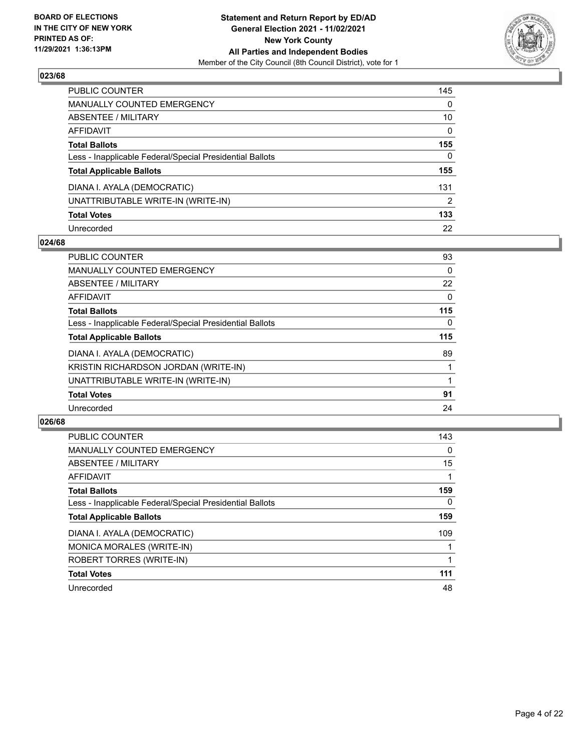## 023/68

| | |
|---|---|
| PUBLIC COUNTER | 145 |
| MANUALLY COUNTED EMERGENCY | 0 |
| ABSENTEE / MILITARY | 10 |
| AFFIDAVIT | 0 |
| **Total Ballots** | **155** |
| Less - Inapplicable Federal/Special Presidential Ballots | 0 |
| **Total Applicable Ballots** | **155** |
| DIANA I. AYALA (DEMOCRATIC) | 131 |
| UNATTRIBUTABLE WRITE-IN (WRITE-IN) | 2 |
| **Total Votes** | **133** |
| Unrecorded | 22 |

## 024/68

| | |
|---|---|
| PUBLIC COUNTER | 93 |
| MANUALLY COUNTED EMERGENCY | 0 |
| ABSENTEE / MILITARY | 22 |
| AFFIDAVIT | 0 |
| **Total Ballots** | **115** |
| Less - Inapplicable Federal/Special Presidential Ballots | 0 |
| **Total Applicable Ballots** | **115** |
| DIANA I. AYALA (DEMOCRATIC) | 89 |
| KRISTIN RICHARDSON JORDAN (WRITE-IN) | 1 |
| UNATTRIBUTABLE WRITE-IN (WRITE-IN) | 1 |
| **Total Votes** | **91** |
| Unrecorded | 24 |

## 026/68

| | |
|---|---|
| PUBLIC COUNTER | 143 |
| MANUALLY COUNTED EMERGENCY | 0 |
| ABSENTEE / MILITARY | 15 |
| AFFIDAVIT | 1 |
| **Total Ballots** | **159** |
| Less - Inapplicable Federal/Special Presidential Ballots | 0 |
| **Total Applicable Ballots** | **159** |
| DIANA I. AYALA (DEMOCRATIC) | 109 |
| MONICA MORALES (WRITE-IN) | 1 |
| ROBERT TORRES (WRITE-IN) | 1 |
| **Total Votes** | **111** |
| Unrecorded | 48 |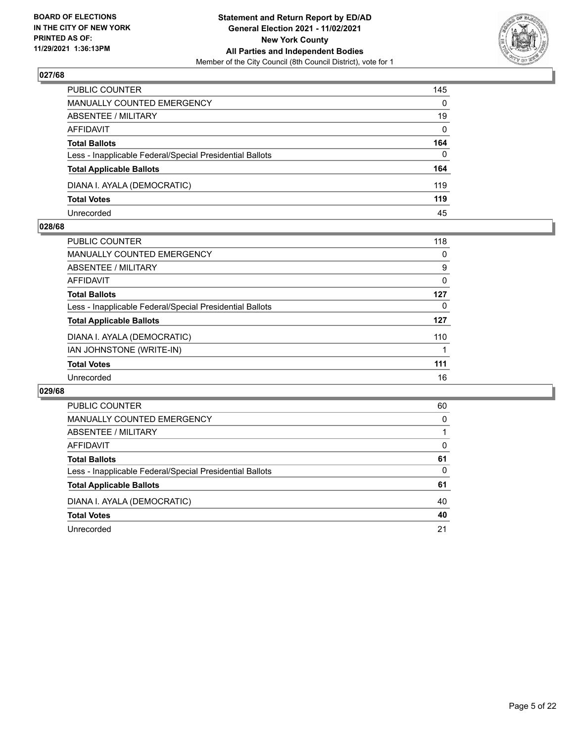## 027/68

| | |
|---|---|
| PUBLIC COUNTER | 145 |
| MANUALLY COUNTED EMERGENCY | 0 |
| ABSENTEE / MILITARY | 19 |
| AFFIDAVIT | 0 |
| **Total Ballots** | **164** |
| Less - Inapplicable Federal/Special Presidential Ballots | 0 |
| **Total Applicable Ballots** | **164** |
| DIANA I. AYALA (DEMOCRATIC) | 119 |
| **Total Votes** | **119** |
| Unrecorded | 45 |

## 028/68

| | |
|---|---|
| PUBLIC COUNTER | 118 |
| MANUALLY COUNTED EMERGENCY | 0 |
| ABSENTEE / MILITARY | 9 |
| AFFIDAVIT | 0 |
| **Total Ballots** | **127** |
| Less - Inapplicable Federal/Special Presidential Ballots | 0 |
| **Total Applicable Ballots** | **127** |
| DIANA I. AYALA (DEMOCRATIC) | 110 |
| IAN JOHNSTONE (WRITE-IN) | 1 |
| **Total Votes** | **111** |
| Unrecorded | 16 |

## 029/68

| | |
|---|---|
| PUBLIC COUNTER | 60 |
| MANUALLY COUNTED EMERGENCY | 0 |
| ABSENTEE / MILITARY | 1 |
| AFFIDAVIT | 0 |
| **Total Ballots** | **61** |
| Less - Inapplicable Federal/Special Presidential Ballots | 0 |
| **Total Applicable Ballots** | **61** |
| DIANA I. AYALA (DEMOCRATIC) | 40 |
| **Total Votes** | **40** |
| Unrecorded | 21 |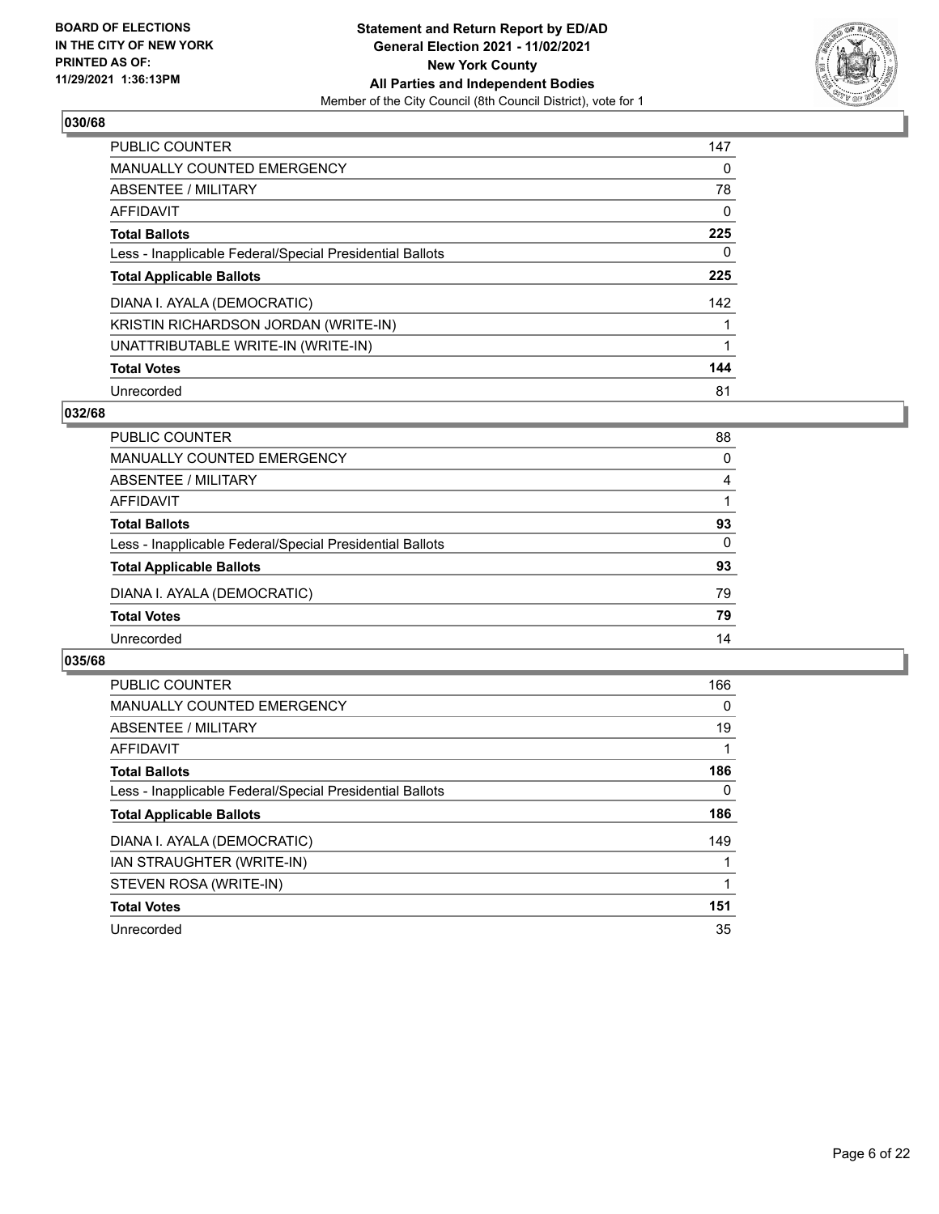**BOARD OF ELECTIONS IN THE CITY OF NEW YORK PRINTED AS OF: 11/29/2021 1:36:13PM**

**Statement and Return Report by ED/AD General Election 2021 - 11/02/2021 New York County All Parties and Independent Bodies**

Member of the City Council (8th Council District), vote for 1

### 030/68

| | |
|---|---|
| PUBLIC COUNTER | 147 |
| MANUALLY COUNTED EMERGENCY | 0 |
| ABSENTEE / MILITARY | 78 |
| AFFIDAVIT | 0 |
| **Total Ballots** | **225** |
| Less - Inapplicable Federal/Special Presidential Ballots | 0 |
| **Total Applicable Ballots** | **225** |
| DIANA I. AYALA (DEMOCRATIC) | 142 |
| KRISTIN RICHARDSON JORDAN (WRITE-IN) | 1 |
| UNATTRIBUTABLE WRITE-IN (WRITE-IN) | 1 |
| **Total Votes** | **144** |
| Unrecorded | 81 |

### 032/68

| | |
|---|---|
| PUBLIC COUNTER | 88 |
| MANUALLY COUNTED EMERGENCY | 0 |
| ABSENTEE / MILITARY | 4 |
| AFFIDAVIT | 1 |
| **Total Ballots** | **93** |
| Less - Inapplicable Federal/Special Presidential Ballots | 0 |
| **Total Applicable Ballots** | **93** |
| DIANA I. AYALA (DEMOCRATIC) | 79 |
| **Total Votes** | **79** |
| Unrecorded | 14 |

### 035/68

| | |
|---|---|
| PUBLIC COUNTER | 166 |
| MANUALLY COUNTED EMERGENCY | 0 |
| ABSENTEE / MILITARY | 19 |
| AFFIDAVIT | 1 |
| **Total Ballots** | **186** |
| Less - Inapplicable Federal/Special Presidential Ballots | 0 |
| **Total Applicable Ballots** | **186** |
| DIANA I. AYALA (DEMOCRATIC) | 149 |
| IAN STRAUGHTER (WRITE-IN) | 1 |
| STEVEN ROSA (WRITE-IN) | 1 |
| **Total Votes** | **151** |
| Unrecorded | 35 |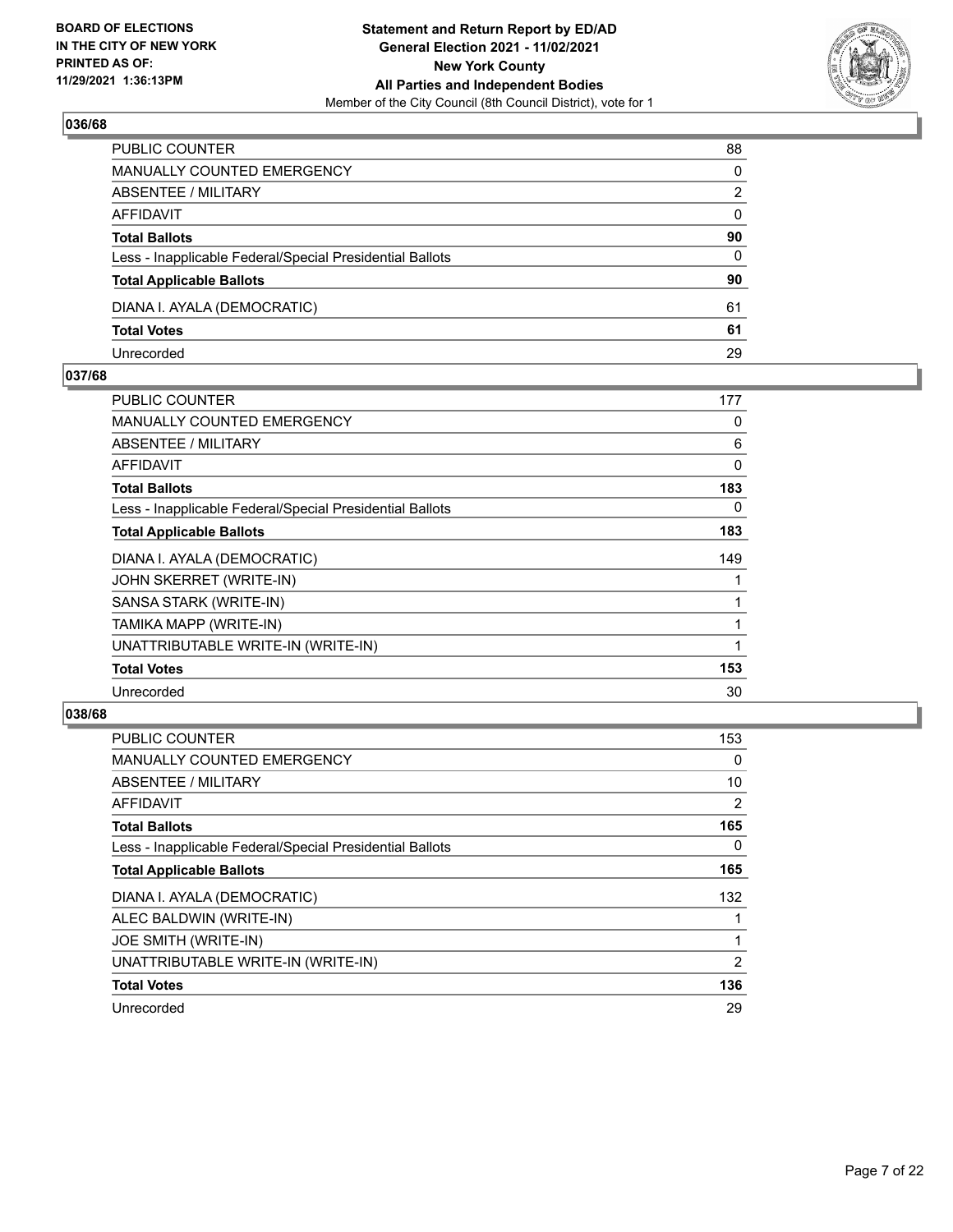**BOARD OF ELECTIONS IN THE CITY OF NEW YORK PRINTED AS OF: 11/29/2021 1:36:13PM**

**Statement and Return Report by ED/AD**
**General Election 2021 - 11/02/2021**
**New York County**
**All Parties and Independent Bodies**
Member of the City Council (8th Council District), vote for 1

### 036/68

| | |
|---|---|
| PUBLIC COUNTER | 88 |
| MANUALLY COUNTED EMERGENCY | 0 |
| ABSENTEE / MILITARY | 2 |
| AFFIDAVIT | 0 |
| **Total Ballots** | **90** |
| Less - Inapplicable Federal/Special Presidential Ballots | 0 |
| **Total Applicable Ballots** | **90** |
| DIANA I. AYALA (DEMOCRATIC) | 61 |
| **Total Votes** | **61** |
| Unrecorded | 29 |

### 037/68

| | |
|---|---|
| PUBLIC COUNTER | 177 |
| MANUALLY COUNTED EMERGENCY | 0 |
| ABSENTEE / MILITARY | 6 |
| AFFIDAVIT | 0 |
| **Total Ballots** | **183** |
| Less - Inapplicable Federal/Special Presidential Ballots | 0 |
| **Total Applicable Ballots** | **183** |
| DIANA I. AYALA (DEMOCRATIC) | 149 |
| JOHN SKERRET (WRITE-IN) | 1 |
| SANSA STARK (WRITE-IN) | 1 |
| TAMIKA MAPP (WRITE-IN) | 1 |
| UNATTRIBUTABLE WRITE-IN (WRITE-IN) | 1 |
| **Total Votes** | **153** |
| Unrecorded | 30 |

### 038/68

| | |
|---|---|
| PUBLIC COUNTER | 153 |
| MANUALLY COUNTED EMERGENCY | 0 |
| ABSENTEE / MILITARY | 10 |
| AFFIDAVIT | 2 |
| **Total Ballots** | **165** |
| Less - Inapplicable Federal/Special Presidential Ballots | 0 |
| **Total Applicable Ballots** | **165** |
| DIANA I. AYALA (DEMOCRATIC) | 132 |
| ALEC BALDWIN (WRITE-IN) | 1 |
| JOE SMITH (WRITE-IN) | 1 |
| UNATTRIBUTABLE WRITE-IN (WRITE-IN) | 2 |
| **Total Votes** | **136** |
| Unrecorded | 29 |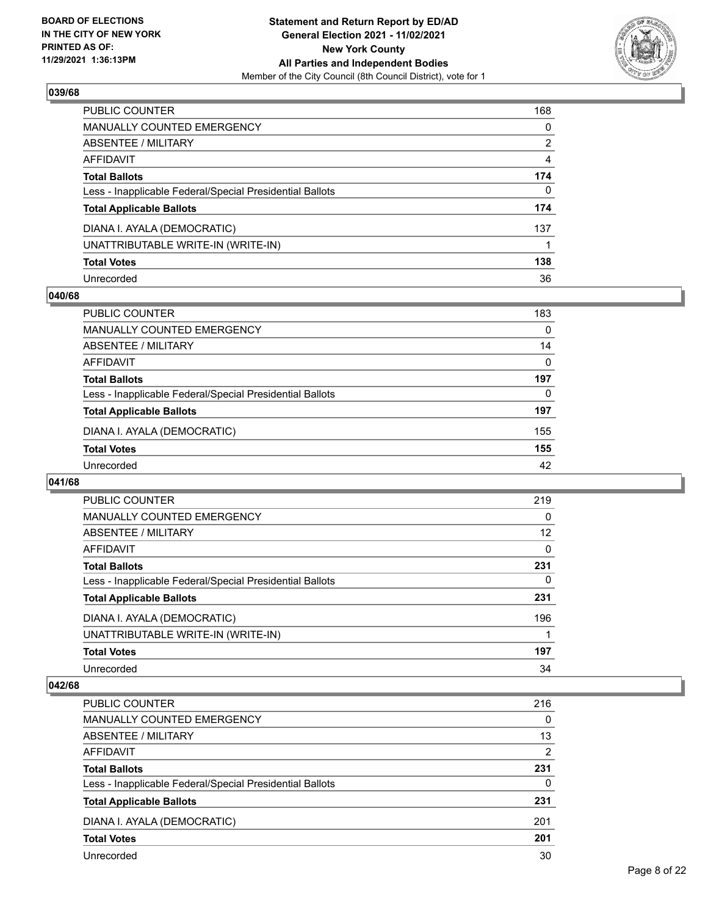**BOARD OF ELECTIONS IN THE CITY OF NEW YORK PRINTED AS OF: 11/29/2021 1:36:13PM**

**Statement and Return Report by ED/AD General Election 2021 - 11/02/2021 New York County All Parties and Independent Bodies**

Member of the City Council (8th Council District), vote for 1

## 039/68

| | |
|---|---|
| PUBLIC COUNTER | 168 |
| MANUALLY COUNTED EMERGENCY | 0 |
| ABSENTEE / MILITARY | 2 |
| AFFIDAVIT | 4 |
| **Total Ballots** | **174** |
| Less - Inapplicable Federal/Special Presidential Ballots | 0 |
| **Total Applicable Ballots** | **174** |
| DIANA I. AYALA (DEMOCRATIC) | 137 |
| UNATTRIBUTABLE WRITE-IN (WRITE-IN) | 1 |
| **Total Votes** | **138** |
| Unrecorded | 36 |

## 040/68

| | |
|---|---|
| PUBLIC COUNTER | 183 |
| MANUALLY COUNTED EMERGENCY | 0 |
| ABSENTEE / MILITARY | 14 |
| AFFIDAVIT | 0 |
| **Total Ballots** | **197** |
| Less - Inapplicable Federal/Special Presidential Ballots | 0 |
| **Total Applicable Ballots** | **197** |
| DIANA I. AYALA (DEMOCRATIC) | 155 |
| **Total Votes** | **155** |
| Unrecorded | 42 |

## 041/68

| | |
|---|---|
| PUBLIC COUNTER | 219 |
| MANUALLY COUNTED EMERGENCY | 0 |
| ABSENTEE / MILITARY | 12 |
| AFFIDAVIT | 0 |
| **Total Ballots** | **231** |
| Less - Inapplicable Federal/Special Presidential Ballots | 0 |
| **Total Applicable Ballots** | **231** |
| DIANA I. AYALA (DEMOCRATIC) | 196 |
| UNATTRIBUTABLE WRITE-IN (WRITE-IN) | 1 |
| **Total Votes** | **197** |
| Unrecorded | 34 |

## 042/68

| | |
|---|---|
| PUBLIC COUNTER | 216 |
| MANUALLY COUNTED EMERGENCY | 0 |
| ABSENTEE / MILITARY | 13 |
| AFFIDAVIT | 2 |
| **Total Ballots** | **231** |
| Less - Inapplicable Federal/Special Presidential Ballots | 0 |
| **Total Applicable Ballots** | **231** |
| DIANA I. AYALA (DEMOCRATIC) | 201 |
| **Total Votes** | **201** |
| Unrecorded | 30 |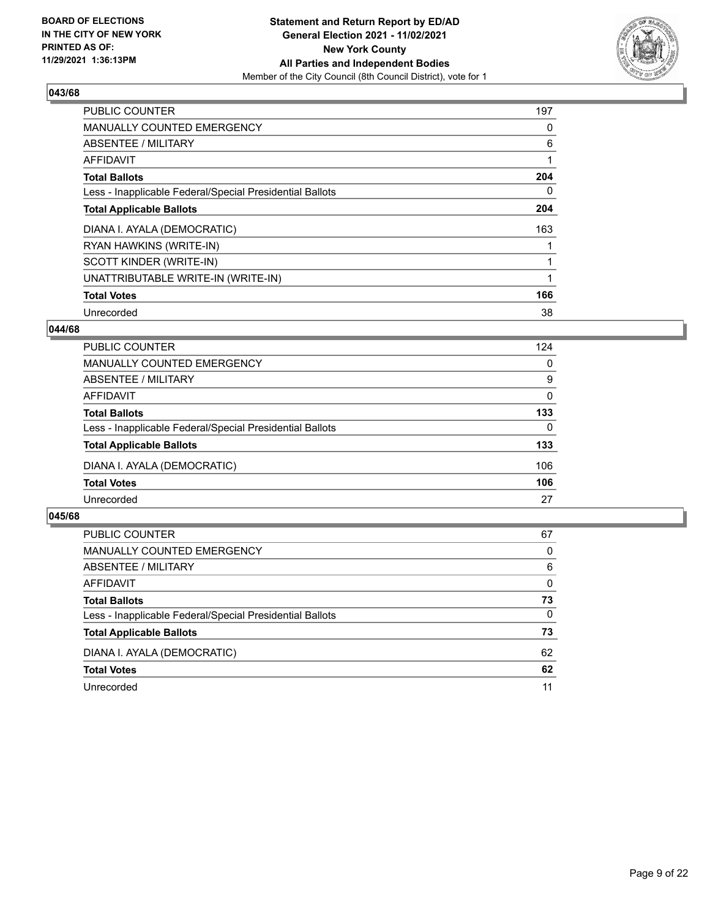**BOARD OF ELECTIONS IN THE CITY OF NEW YORK PRINTED AS OF: 11/29/2021 1:36:13PM**

**Statement and Return Report by ED/AD General Election 2021 - 11/02/2021 New York County All Parties and Independent Bodies**
Member of the City Council (8th Council District), vote for 1

## 043/68

| | |
|---|---|
| PUBLIC COUNTER | 197 |
| MANUALLY COUNTED EMERGENCY | 0 |
| ABSENTEE / MILITARY | 6 |
| AFFIDAVIT | 1 |
| **Total Ballots** | **204** |
| Less - Inapplicable Federal/Special Presidential Ballots | 0 |
| **Total Applicable Ballots** | **204** |
| DIANA I. AYALA (DEMOCRATIC) | 163 |
| RYAN HAWKINS (WRITE-IN) | 1 |
| SCOTT KINDER (WRITE-IN) | 1 |
| UNATTRIBUTABLE WRITE-IN (WRITE-IN) | 1 |
| **Total Votes** | **166** |
| Unrecorded | 38 |

## 044/68

| | |
|---|---|
| PUBLIC COUNTER | 124 |
| MANUALLY COUNTED EMERGENCY | 0 |
| ABSENTEE / MILITARY | 9 |
| AFFIDAVIT | 0 |
| **Total Ballots** | **133** |
| Less - Inapplicable Federal/Special Presidential Ballots | 0 |
| **Total Applicable Ballots** | **133** |
| DIANA I. AYALA (DEMOCRATIC) | 106 |
| **Total Votes** | **106** |
| Unrecorded | 27 |

## 045/68

| | |
|---|---|
| PUBLIC COUNTER | 67 |
| MANUALLY COUNTED EMERGENCY | 0 |
| ABSENTEE / MILITARY | 6 |
| AFFIDAVIT | 0 |
| **Total Ballots** | **73** |
| Less - Inapplicable Federal/Special Presidential Ballots | 0 |
| **Total Applicable Ballots** | **73** |
| DIANA I. AYALA (DEMOCRATIC) | 62 |
| **Total Votes** | **62** |
| Unrecorded | 11 |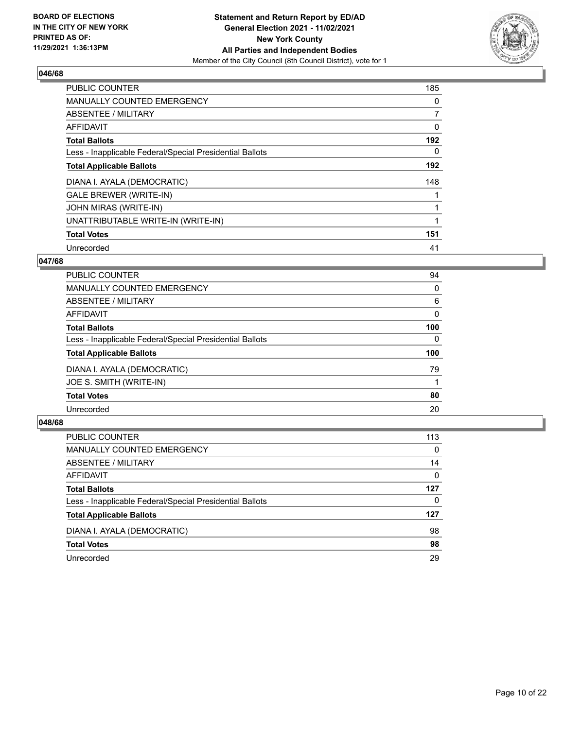**BOARD OF ELECTIONS IN THE CITY OF NEW YORK PRINTED AS OF: 11/29/2021 1:36:13PM**

**Statement and Return Report by ED/AD General Election 2021 - 11/02/2021 New York County All Parties and Independent Bodies**
Member of the City Council (8th Council District), vote for 1

### 046/68

| | |
|---|---|
| PUBLIC COUNTER | 185 |
| MANUALLY COUNTED EMERGENCY | 0 |
| ABSENTEE / MILITARY | 7 |
| AFFIDAVIT | 0 |
| **Total Ballots** | **192** |
| Less - Inapplicable Federal/Special Presidential Ballots | 0 |
| **Total Applicable Ballots** | **192** |
| DIANA I. AYALA (DEMOCRATIC) | 148 |
| GALE BREWER (WRITE-IN) | 1 |
| JOHN MIRAS (WRITE-IN) | 1 |
| UNATTRIBUTABLE WRITE-IN (WRITE-IN) | 1 |
| **Total Votes** | **151** |
| Unrecorded | 41 |

### 047/68

| | |
|---|---|
| PUBLIC COUNTER | 94 |
| MANUALLY COUNTED EMERGENCY | 0 |
| ABSENTEE / MILITARY | 6 |
| AFFIDAVIT | 0 |
| **Total Ballots** | **100** |
| Less - Inapplicable Federal/Special Presidential Ballots | 0 |
| **Total Applicable Ballots** | **100** |
| DIANA I. AYALA (DEMOCRATIC) | 79 |
| JOE S. SMITH (WRITE-IN) | 1 |
| **Total Votes** | **80** |
| Unrecorded | 20 |

### 048/68

| | |
|---|---|
| PUBLIC COUNTER | 113 |
| MANUALLY COUNTED EMERGENCY | 0 |
| ABSENTEE / MILITARY | 14 |
| AFFIDAVIT | 0 |
| **Total Ballots** | **127** |
| Less - Inapplicable Federal/Special Presidential Ballots | 0 |
| **Total Applicable Ballots** | **127** |
| DIANA I. AYALA (DEMOCRATIC) | 98 |
| **Total Votes** | **98** |
| Unrecorded | 29 |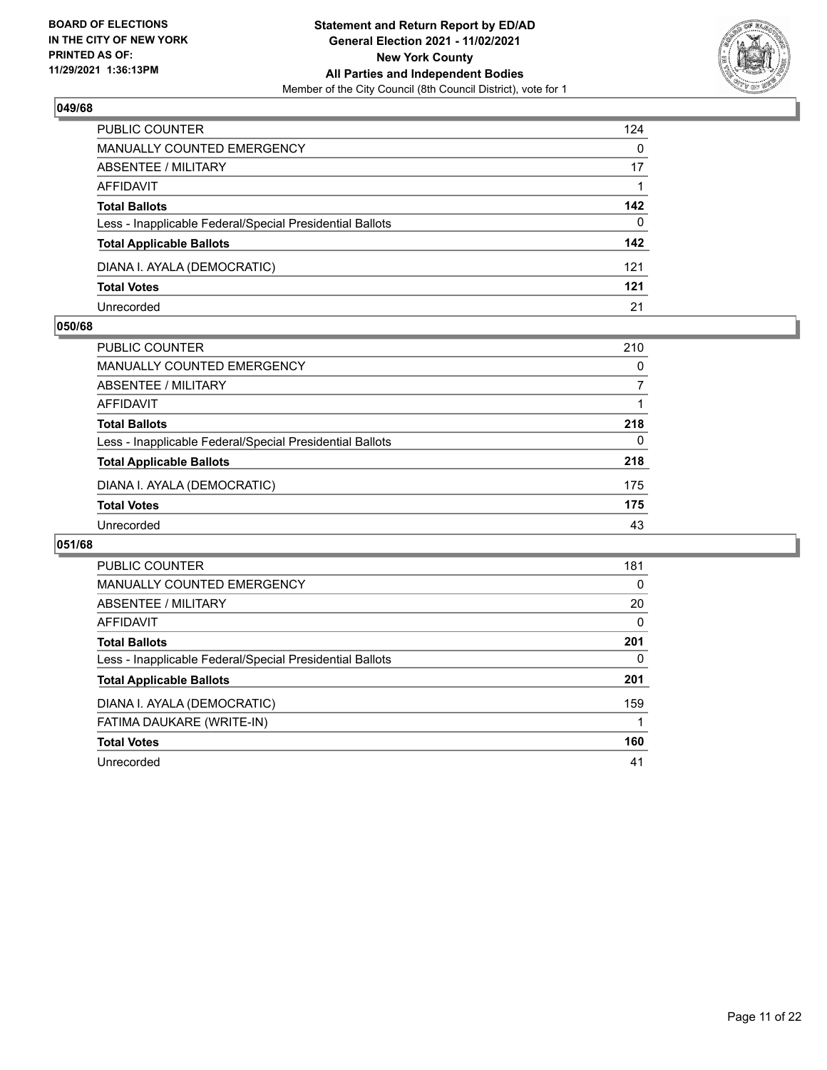### 049/68

| | |
|---|---|
| PUBLIC COUNTER | 124 |
| MANUALLY COUNTED EMERGENCY | 0 |
| ABSENTEE / MILITARY | 17 |
| AFFIDAVIT | 1 |
| **Total Ballots** | **142** |
| Less - Inapplicable Federal/Special Presidential Ballots | 0 |
| **Total Applicable Ballots** | **142** |
| DIANA I. AYALA (DEMOCRATIC) | 121 |
| **Total Votes** | **121** |
| Unrecorded | 21 |

### 050/68

| | |
|---|---|
| PUBLIC COUNTER | 210 |
| MANUALLY COUNTED EMERGENCY | 0 |
| ABSENTEE / MILITARY | 7 |
| AFFIDAVIT | 1 |
| **Total Ballots** | **218** |
| Less - Inapplicable Federal/Special Presidential Ballots | 0 |
| **Total Applicable Ballots** | **218** |
| DIANA I. AYALA (DEMOCRATIC) | 175 |
| **Total Votes** | **175** |
| Unrecorded | 43 |

### 051/68

| | |
|---|---|
| PUBLIC COUNTER | 181 |
| MANUALLY COUNTED EMERGENCY | 0 |
| ABSENTEE / MILITARY | 20 |
| AFFIDAVIT | 0 |
| **Total Ballots** | **201** |
| Less - Inapplicable Federal/Special Presidential Ballots | 0 |
| **Total Applicable Ballots** | **201** |
| DIANA I. AYALA (DEMOCRATIC) | 159 |
| FATIMA DAUKARE (WRITE-IN) | 1 |
| **Total Votes** | **160** |
| Unrecorded | 41 |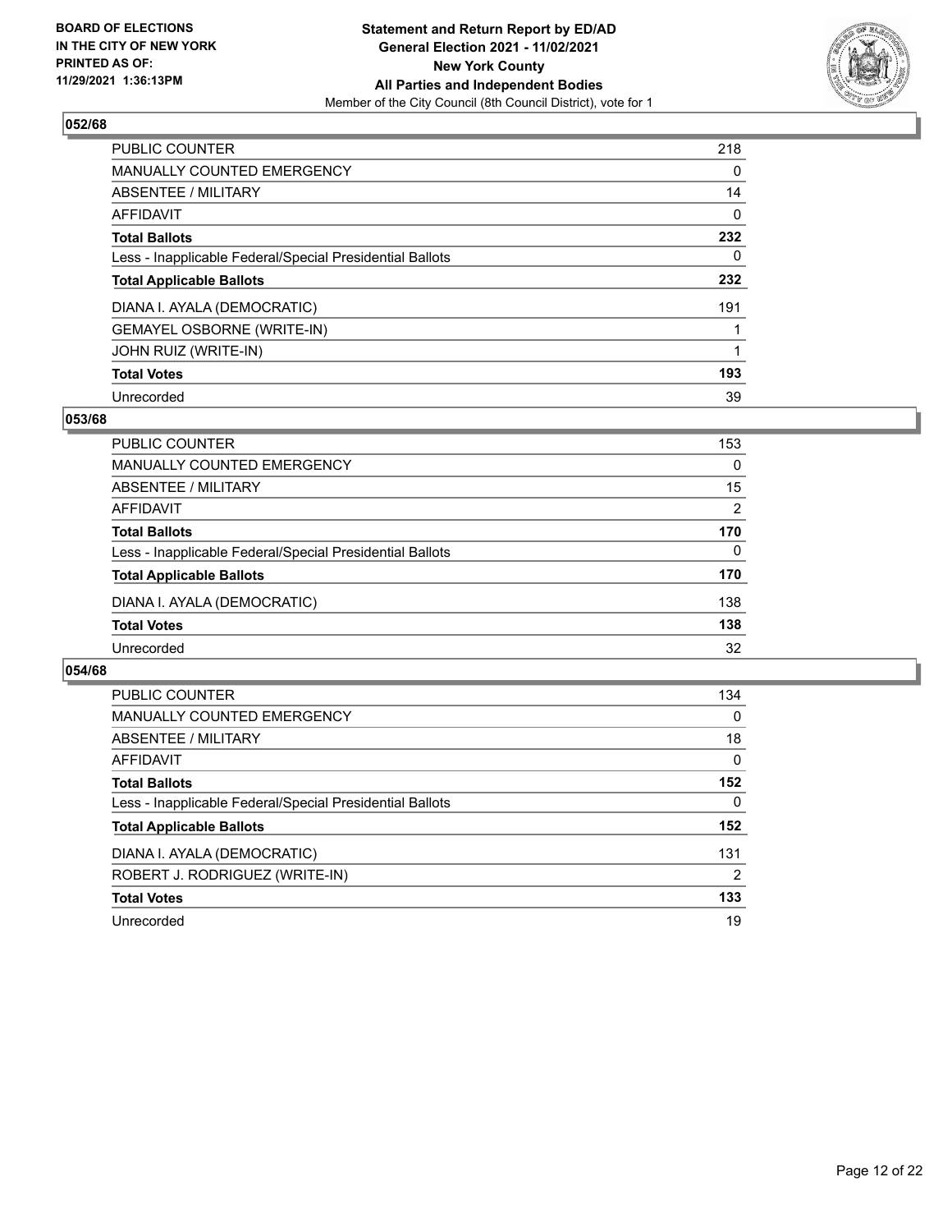**BOARD OF ELECTIONS IN THE CITY OF NEW YORK PRINTED AS OF: 11/29/2021 1:36:13PM**

**Statement and Return Report by ED/AD General Election 2021 - 11/02/2021 New York County All Parties and Independent Bodies**
Member of the City Council (8th Council District), vote for 1

### 052/68

| | |
|---|---|
| PUBLIC COUNTER | 218 |
| MANUALLY COUNTED EMERGENCY | 0 |
| ABSENTEE / MILITARY | 14 |
| AFFIDAVIT | 0 |
| **Total Ballots** | **232** |
| Less - Inapplicable Federal/Special Presidential Ballots | 0 |
| **Total Applicable Ballots** | **232** |
| DIANA I. AYALA (DEMOCRATIC) | 191 |
| GEMAYEL OSBORNE (WRITE-IN) | 1 |
| JOHN RUIZ (WRITE-IN) | 1 |
| **Total Votes** | **193** |
| Unrecorded | 39 |

### 053/68

| | |
|---|---|
| PUBLIC COUNTER | 153 |
| MANUALLY COUNTED EMERGENCY | 0 |
| ABSENTEE / MILITARY | 15 |
| AFFIDAVIT | 2 |
| **Total Ballots** | **170** |
| Less - Inapplicable Federal/Special Presidential Ballots | 0 |
| **Total Applicable Ballots** | **170** |
| DIANA I. AYALA (DEMOCRATIC) | 138 |
| **Total Votes** | **138** |
| Unrecorded | 32 |

### 054/68

| | |
|---|---|
| PUBLIC COUNTER | 134 |
| MANUALLY COUNTED EMERGENCY | 0 |
| ABSENTEE / MILITARY | 18 |
| AFFIDAVIT | 0 |
| **Total Ballots** | **152** |
| Less - Inapplicable Federal/Special Presidential Ballots | 0 |
| **Total Applicable Ballots** | **152** |
| DIANA I. AYALA (DEMOCRATIC) | 131 |
| ROBERT J. RODRIGUEZ (WRITE-IN) | 2 |
| **Total Votes** | **133** |
| Unrecorded | 19 |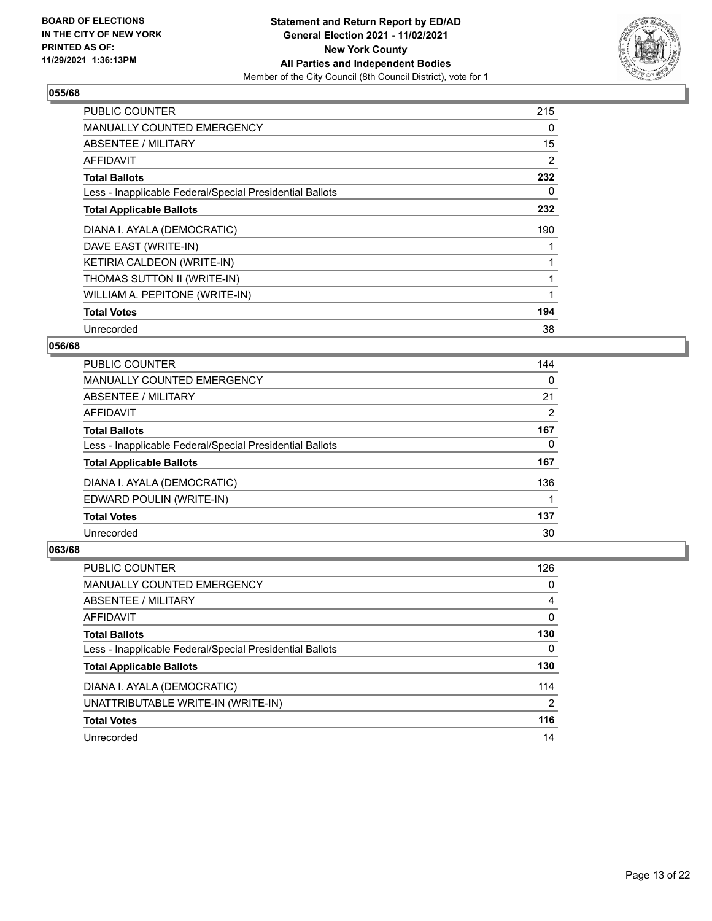BOARD OF ELECTIONS
IN THE CITY OF NEW YORK
PRINTED AS OF:
11/29/2021 1:36:13PM

**Statement and Return Report by ED/AD**
**General Election 2021 - 11/02/2021**
**New York County**
**All Parties and Independent Bodies**
Member of the City Council (8th Council District), vote for 1

### 055/68

| | |
|---|---|
| PUBLIC COUNTER | 215 |
| MANUALLY COUNTED EMERGENCY | 0 |
| ABSENTEE / MILITARY | 15 |
| AFFIDAVIT | 2 |
| **Total Ballots** | **232** |
| Less - Inapplicable Federal/Special Presidential Ballots | 0 |
| **Total Applicable Ballots** | **232** |
| DIANA I. AYALA (DEMOCRATIC) | 190 |
| DAVE EAST (WRITE-IN) | 1 |
| KETIRIA CALDEON (WRITE-IN) | 1 |
| THOMAS SUTTON II (WRITE-IN) | 1 |
| WILLIAM A. PEPITONE (WRITE-IN) | 1 |
| **Total Votes** | **194** |
| Unrecorded | 38 |

### 056/68

| | |
|---|---|
| PUBLIC COUNTER | 144 |
| MANUALLY COUNTED EMERGENCY | 0 |
| ABSENTEE / MILITARY | 21 |
| AFFIDAVIT | 2 |
| **Total Ballots** | **167** |
| Less - Inapplicable Federal/Special Presidential Ballots | 0 |
| **Total Applicable Ballots** | **167** |
| DIANA I. AYALA (DEMOCRATIC) | 136 |
| EDWARD POULIN (WRITE-IN) | 1 |
| **Total Votes** | **137** |
| Unrecorded | 30 |

### 063/68

| | |
|---|---|
| PUBLIC COUNTER | 126 |
| MANUALLY COUNTED EMERGENCY | 0 |
| ABSENTEE / MILITARY | 4 |
| AFFIDAVIT | 0 |
| **Total Ballots** | **130** |
| Less - Inapplicable Federal/Special Presidential Ballots | 0 |
| **Total Applicable Ballots** | **130** |
| DIANA I. AYALA (DEMOCRATIC) | 114 |
| UNATTRIBUTABLE WRITE-IN (WRITE-IN) | 2 |
| **Total Votes** | **116** |
| Unrecorded | 14 |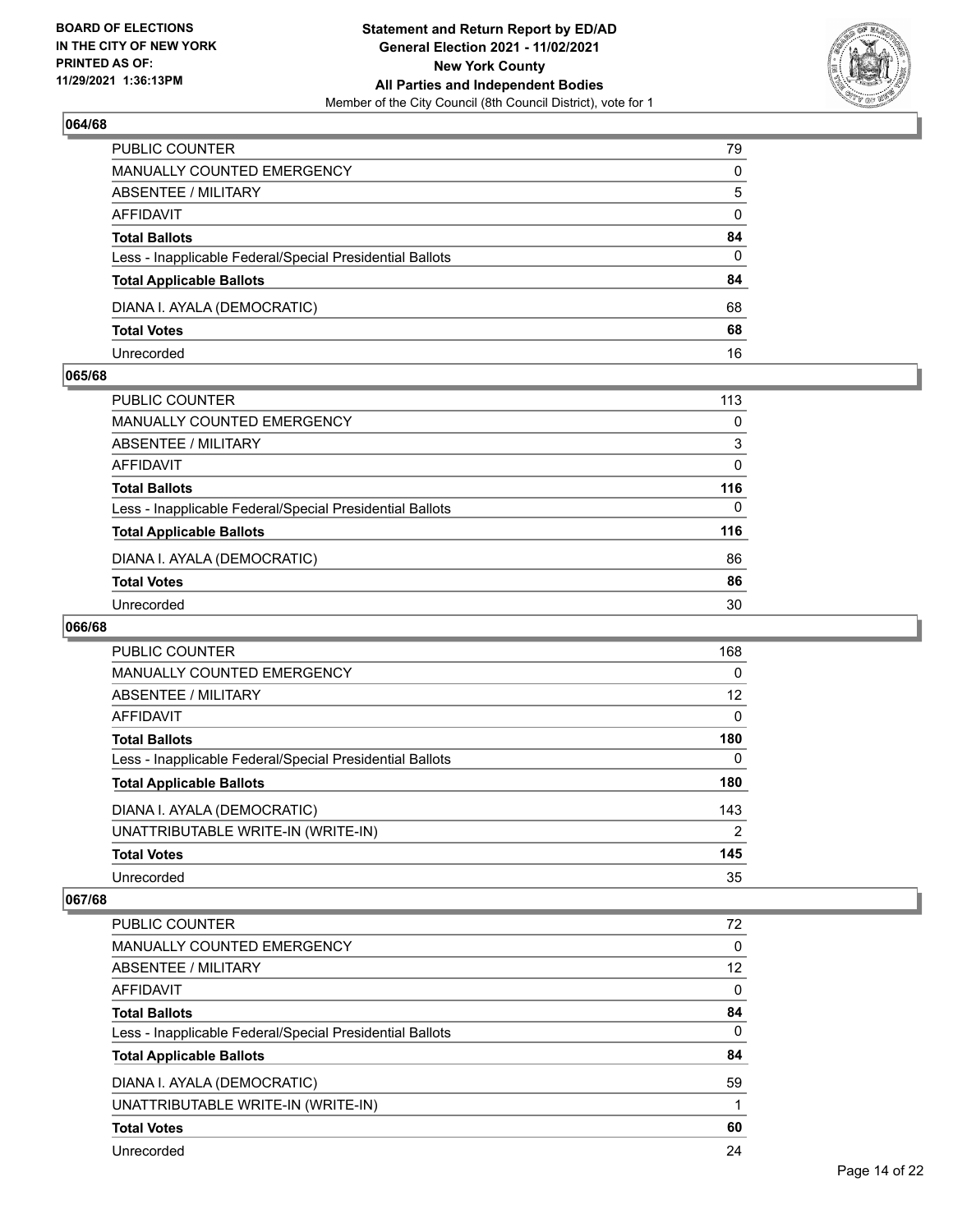### 064/68

| | |
|---|---|
| PUBLIC COUNTER | 79 |
| MANUALLY COUNTED EMERGENCY | 0 |
| ABSENTEE / MILITARY | 5 |
| AFFIDAVIT | 0 |
| **Total Ballots** | **84** |
| Less - Inapplicable Federal/Special Presidential Ballots | 0 |
| **Total Applicable Ballots** | **84** |
| DIANA I. AYALA (DEMOCRATIC) | 68 |
| **Total Votes** | **68** |
| Unrecorded | 16 |

### 065/68

| | |
|---|---|
| PUBLIC COUNTER | 113 |
| MANUALLY COUNTED EMERGENCY | 0 |
| ABSENTEE / MILITARY | 3 |
| AFFIDAVIT | 0 |
| **Total Ballots** | **116** |
| Less - Inapplicable Federal/Special Presidential Ballots | 0 |
| **Total Applicable Ballots** | **116** |
| DIANA I. AYALA (DEMOCRATIC) | 86 |
| **Total Votes** | **86** |
| Unrecorded | 30 |

### 066/68

| | |
|---|---|
| PUBLIC COUNTER | 168 |
| MANUALLY COUNTED EMERGENCY | 0 |
| ABSENTEE / MILITARY | 12 |
| AFFIDAVIT | 0 |
| **Total Ballots** | **180** |
| Less - Inapplicable Federal/Special Presidential Ballots | 0 |
| **Total Applicable Ballots** | **180** |
| DIANA I. AYALA (DEMOCRATIC) | 143 |
| UNATTRIBUTABLE WRITE-IN (WRITE-IN) | 2 |
| **Total Votes** | **145** |
| Unrecorded | 35 |

### 067/68

| | |
|---|---|
| PUBLIC COUNTER | 72 |
| MANUALLY COUNTED EMERGENCY | 0 |
| ABSENTEE / MILITARY | 12 |
| AFFIDAVIT | 0 |
| **Total Ballots** | **84** |
| Less - Inapplicable Federal/Special Presidential Ballots | 0 |
| **Total Applicable Ballots** | **84** |
| DIANA I. AYALA (DEMOCRATIC) | 59 |
| UNATTRIBUTABLE WRITE-IN (WRITE-IN) | 1 |
| **Total Votes** | **60** |
| Unrecorded | 24 |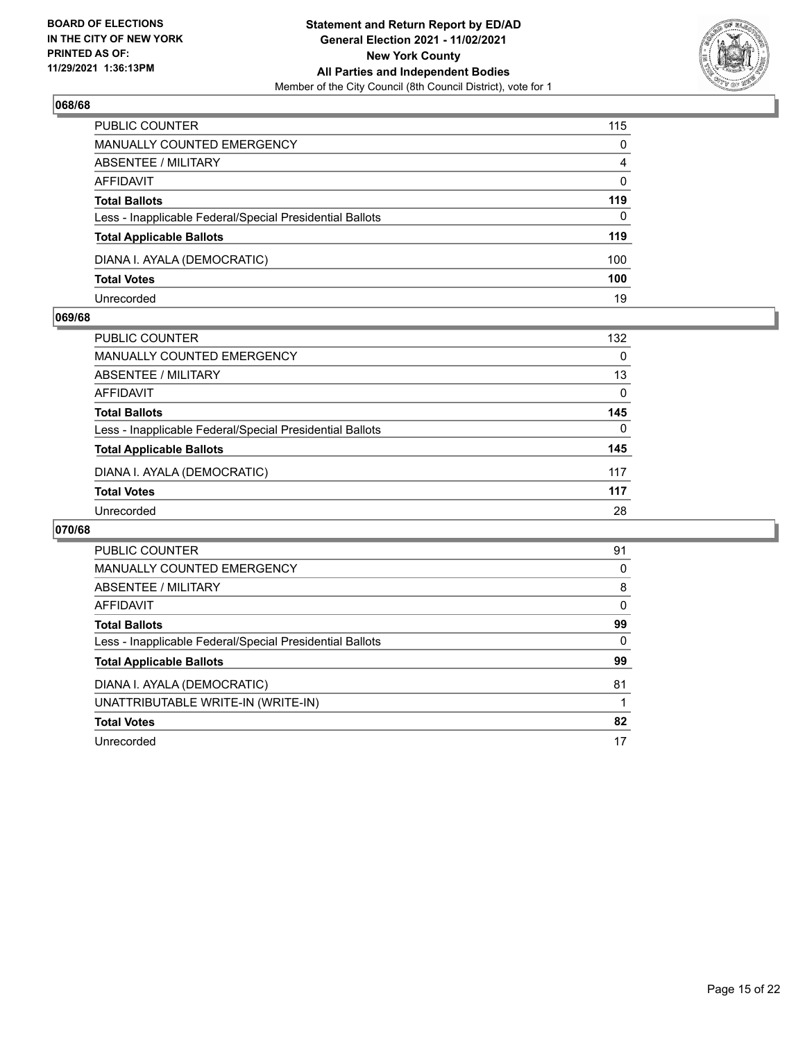## 068/68

| | |
|---|---|
| PUBLIC COUNTER | 115 |
| MANUALLY COUNTED EMERGENCY | 0 |
| ABSENTEE / MILITARY | 4 |
| AFFIDAVIT | 0 |
| **Total Ballots** | **119** |
| Less - Inapplicable Federal/Special Presidential Ballots | 0 |
| **Total Applicable Ballots** | **119** |
| DIANA I. AYALA (DEMOCRATIC) | 100 |
| **Total Votes** | **100** |
| Unrecorded | 19 |

## 069/68

| | |
|---|---|
| PUBLIC COUNTER | 132 |
| MANUALLY COUNTED EMERGENCY | 0 |
| ABSENTEE / MILITARY | 13 |
| AFFIDAVIT | 0 |
| **Total Ballots** | **145** |
| Less - Inapplicable Federal/Special Presidential Ballots | 0 |
| **Total Applicable Ballots** | **145** |
| DIANA I. AYALA (DEMOCRATIC) | 117 |
| **Total Votes** | **117** |
| Unrecorded | 28 |

## 070/68

| | |
|---|---|
| PUBLIC COUNTER | 91 |
| MANUALLY COUNTED EMERGENCY | 0 |
| ABSENTEE / MILITARY | 8 |
| AFFIDAVIT | 0 |
| **Total Ballots** | **99** |
| Less - Inapplicable Federal/Special Presidential Ballots | 0 |
| **Total Applicable Ballots** | **99** |
| DIANA I. AYALA (DEMOCRATIC) | 81 |
| UNATTRIBUTABLE WRITE-IN (WRITE-IN) | 1 |
| **Total Votes** | **82** |
| Unrecorded | 17 |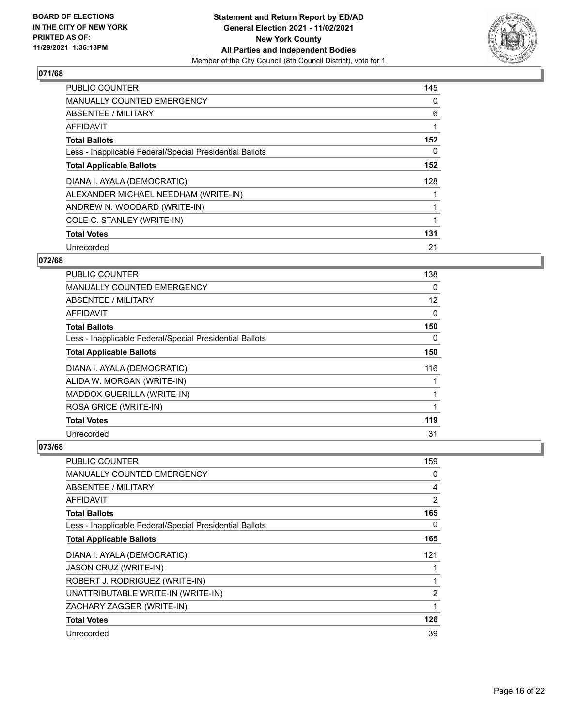**BOARD OF ELECTIONS IN THE CITY OF NEW YORK PRINTED AS OF: 11/29/2021 1:36:13PM**

**Statement and Return Report by ED/AD General Election 2021 - 11/02/2021 New York County All Parties and Independent Bodies**
Member of the City Council (8th Council District), vote for 1

### 071/68

| | |
|---|---|
| PUBLIC COUNTER | 145 |
| MANUALLY COUNTED EMERGENCY | 0 |
| ABSENTEE / MILITARY | 6 |
| AFFIDAVIT | 1 |
| **Total Ballots** | **152** |
| Less - Inapplicable Federal/Special Presidential Ballots | 0 |
| **Total Applicable Ballots** | **152** |
| DIANA I. AYALA (DEMOCRATIC) | 128 |
| ALEXANDER MICHAEL NEEDHAM (WRITE-IN) | 1 |
| ANDREW N. WOODARD (WRITE-IN) | 1 |
| COLE C. STANLEY (WRITE-IN) | 1 |
| **Total Votes** | **131** |
| Unrecorded | 21 |

### 072/68

| | |
|---|---|
| PUBLIC COUNTER | 138 |
| MANUALLY COUNTED EMERGENCY | 0 |
| ABSENTEE / MILITARY | 12 |
| AFFIDAVIT | 0 |
| **Total Ballots** | **150** |
| Less - Inapplicable Federal/Special Presidential Ballots | 0 |
| **Total Applicable Ballots** | **150** |
| DIANA I. AYALA (DEMOCRATIC) | 116 |
| ALIDA W. MORGAN (WRITE-IN) | 1 |
| MADDOX GUERILLA (WRITE-IN) | 1 |
| ROSA GRICE (WRITE-IN) | 1 |
| **Total Votes** | **119** |
| Unrecorded | 31 |

### 073/68

| | |
|---|---|
| PUBLIC COUNTER | 159 |
| MANUALLY COUNTED EMERGENCY | 0 |
| ABSENTEE / MILITARY | 4 |
| AFFIDAVIT | 2 |
| **Total Ballots** | **165** |
| Less - Inapplicable Federal/Special Presidential Ballots | 0 |
| **Total Applicable Ballots** | **165** |
| DIANA I. AYALA (DEMOCRATIC) | 121 |
| JASON CRUZ (WRITE-IN) | 1 |
| ROBERT J. RODRIGUEZ (WRITE-IN) | 1 |
| UNATTRIBUTABLE WRITE-IN (WRITE-IN) | 2 |
| ZACHARY ZAGGER (WRITE-IN) | 1 |
| **Total Votes** | **126** |
| Unrecorded | 39 |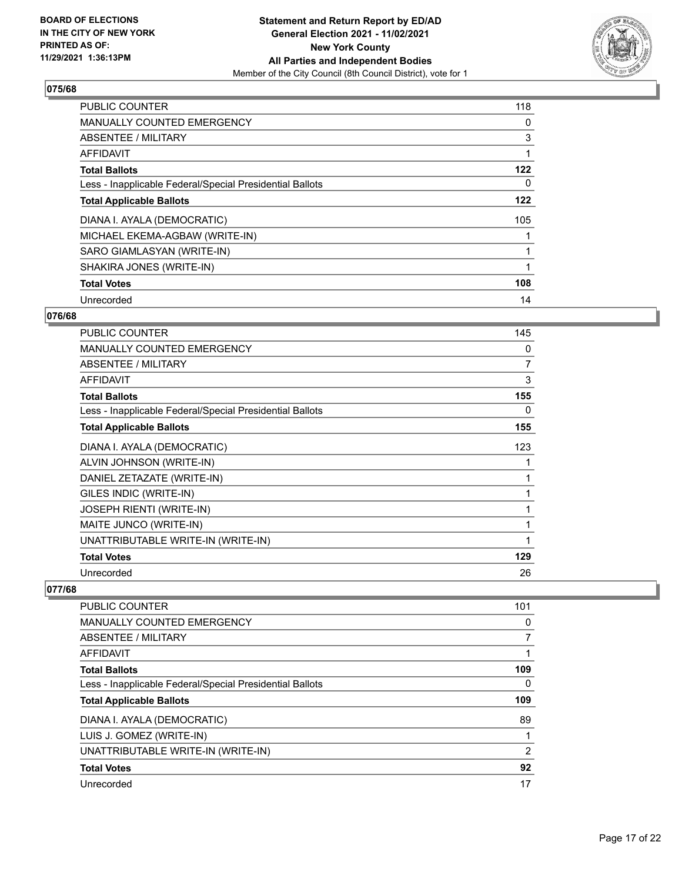**BOARD OF ELECTIONS IN THE CITY OF NEW YORK PRINTED AS OF: 11/29/2021 1:36:13PM**

**Statement and Return Report by ED/AD**
**General Election 2021 - 11/02/2021**
**New York County**
**All Parties and Independent Bodies**
Member of the City Council (8th Council District), vote for 1

## 075/68

| | |
|---|---|
| PUBLIC COUNTER | 118 |
| MANUALLY COUNTED EMERGENCY | 0 |
| ABSENTEE / MILITARY | 3 |
| AFFIDAVIT | 1 |
| **Total Ballots** | **122** |
| Less - Inapplicable Federal/Special Presidential Ballots | 0 |
| **Total Applicable Ballots** | **122** |
| DIANA I. AYALA (DEMOCRATIC) | 105 |
| MICHAEL EKEMA-AGBAW (WRITE-IN) | 1 |
| SARO GIAMLASYAN (WRITE-IN) | 1 |
| SHAKIRA JONES (WRITE-IN) | 1 |
| **Total Votes** | **108** |
| Unrecorded | 14 |

## 076/68

| | |
|---|---|
| PUBLIC COUNTER | 145 |
| MANUALLY COUNTED EMERGENCY | 0 |
| ABSENTEE / MILITARY | 7 |
| AFFIDAVIT | 3 |
| **Total Ballots** | **155** |
| Less - Inapplicable Federal/Special Presidential Ballots | 0 |
| **Total Applicable Ballots** | **155** |
| DIANA I. AYALA (DEMOCRATIC) | 123 |
| ALVIN JOHNSON (WRITE-IN) | 1 |
| DANIEL ZETAZATE (WRITE-IN) | 1 |
| GILES INDIC (WRITE-IN) | 1 |
| JOSEPH RIENTI (WRITE-IN) | 1 |
| MAITE JUNCO (WRITE-IN) | 1 |
| UNATTRIBUTABLE WRITE-IN (WRITE-IN) | 1 |
| **Total Votes** | **129** |
| Unrecorded | 26 |

## 077/68

| | |
|---|---|
| PUBLIC COUNTER | 101 |
| MANUALLY COUNTED EMERGENCY | 0 |
| ABSENTEE / MILITARY | 7 |
| AFFIDAVIT | 1 |
| **Total Ballots** | **109** |
| Less - Inapplicable Federal/Special Presidential Ballots | 0 |
| **Total Applicable Ballots** | **109** |
| DIANA I. AYALA (DEMOCRATIC) | 89 |
| LUIS J. GOMEZ (WRITE-IN) | 1 |
| UNATTRIBUTABLE WRITE-IN (WRITE-IN) | 2 |
| **Total Votes** | **92** |
| Unrecorded | 17 |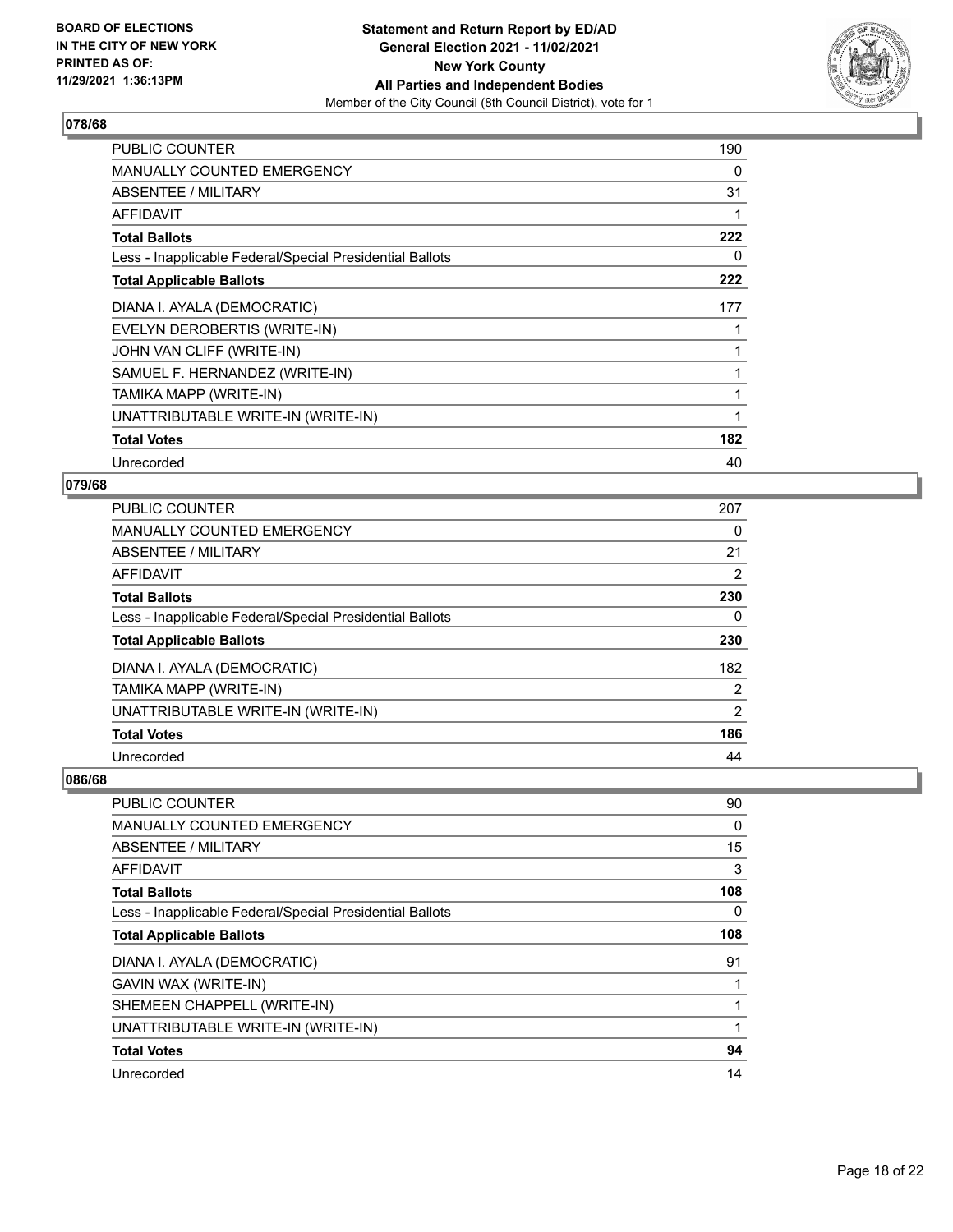### 078/68

| | |
|---|---|
| PUBLIC COUNTER | 190 |
| MANUALLY COUNTED EMERGENCY | 0 |
| ABSENTEE / MILITARY | 31 |
| AFFIDAVIT | 1 |
| **Total Ballots** | **222** |
| Less - Inapplicable Federal/Special Presidential Ballots | 0 |
| **Total Applicable Ballots** | **222** |
| DIANA I. AYALA (DEMOCRATIC) | 177 |
| EVELYN DEROBERTIS (WRITE-IN) | 1 |
| JOHN VAN CLIFF (WRITE-IN) | 1 |
| SAMUEL F. HERNANDEZ (WRITE-IN) | 1 |
| TAMIKA MAPP (WRITE-IN) | 1 |
| UNATTRIBUTABLE WRITE-IN (WRITE-IN) | 1 |
| **Total Votes** | **182** |
| Unrecorded | 40 |

### 079/68

| | |
|---|---|
| PUBLIC COUNTER | 207 |
| MANUALLY COUNTED EMERGENCY | 0 |
| ABSENTEE / MILITARY | 21 |
| AFFIDAVIT | 2 |
| **Total Ballots** | **230** |
| Less - Inapplicable Federal/Special Presidential Ballots | 0 |
| **Total Applicable Ballots** | **230** |
| DIANA I. AYALA (DEMOCRATIC) | 182 |
| TAMIKA MAPP (WRITE-IN) | 2 |
| UNATTRIBUTABLE WRITE-IN (WRITE-IN) | 2 |
| **Total Votes** | **186** |
| Unrecorded | 44 |

### 086/68

| | |
|---|---|
| PUBLIC COUNTER | 90 |
| MANUALLY COUNTED EMERGENCY | 0 |
| ABSENTEE / MILITARY | 15 |
| AFFIDAVIT | 3 |
| **Total Ballots** | **108** |
| Less - Inapplicable Federal/Special Presidential Ballots | 0 |
| **Total Applicable Ballots** | **108** |
| DIANA I. AYALA (DEMOCRATIC) | 91 |
| GAVIN WAX (WRITE-IN) | 1 |
| SHEMEEN CHAPPELL (WRITE-IN) | 1 |
| UNATTRIBUTABLE WRITE-IN (WRITE-IN) | 1 |
| **Total Votes** | **94** |
| Unrecorded | 14 |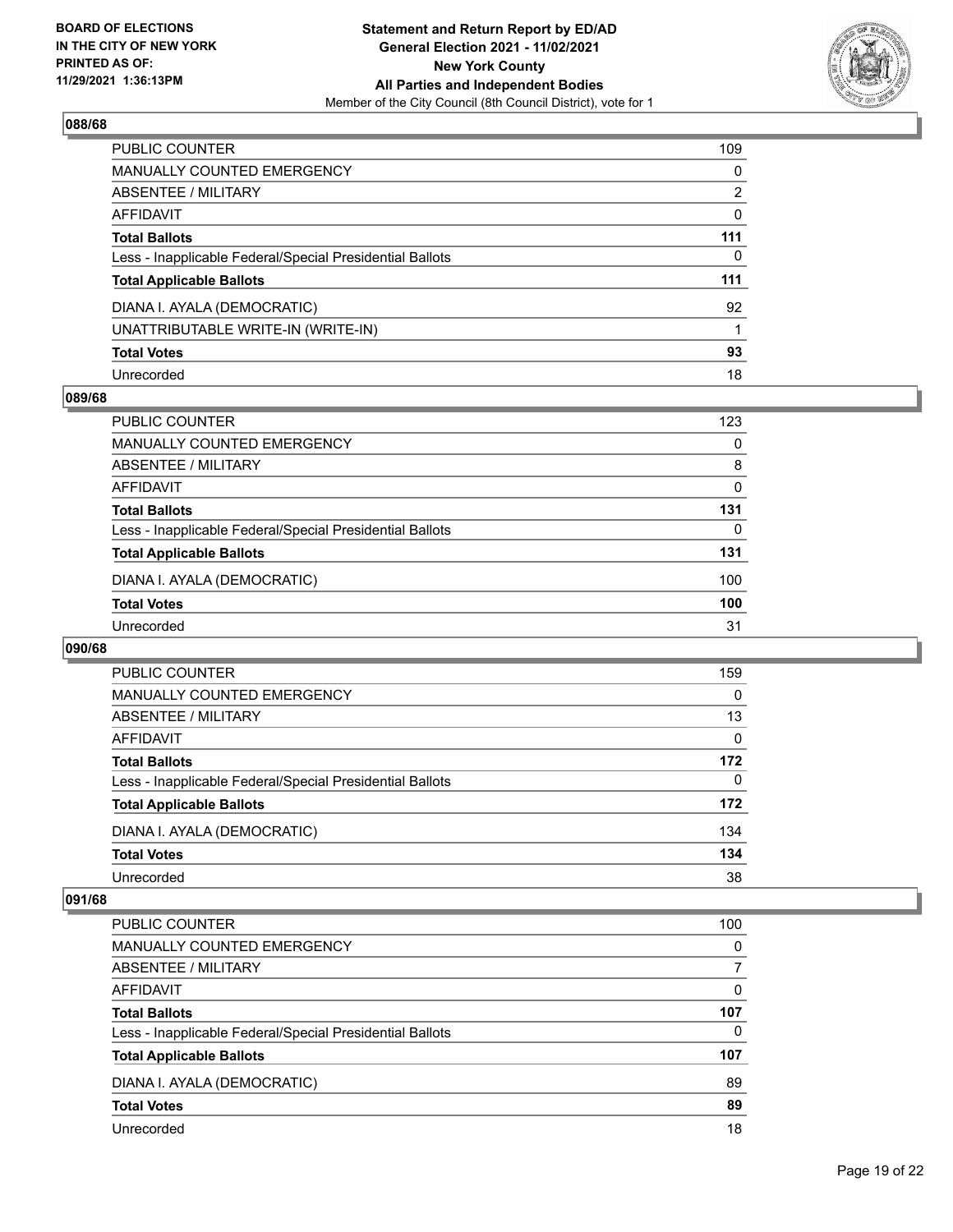**BOARD OF ELECTIONS IN THE CITY OF NEW YORK PRINTED AS OF: 11/29/2021 1:36:13PM**

**Statement and Return Report by ED/AD General Election 2021 - 11/02/2021 New York County All Parties and Independent Bodies**

Member of the City Council (8th Council District), vote for 1

### 088/68

| | |
|---|---|
| PUBLIC COUNTER | 109 |
| MANUALLY COUNTED EMERGENCY | 0 |
| ABSENTEE / MILITARY | 2 |
| AFFIDAVIT | 0 |
| **Total Ballots** | **111** |
| Less - Inapplicable Federal/Special Presidential Ballots | 0 |
| **Total Applicable Ballots** | **111** |
| DIANA I. AYALA (DEMOCRATIC) | 92 |
| UNATTRIBUTABLE WRITE-IN (WRITE-IN) | 1 |
| **Total Votes** | **93** |
| Unrecorded | 18 |

### 089/68

| | |
|---|---|
| PUBLIC COUNTER | 123 |
| MANUALLY COUNTED EMERGENCY | 0 |
| ABSENTEE / MILITARY | 8 |
| AFFIDAVIT | 0 |
| **Total Ballots** | **131** |
| Less - Inapplicable Federal/Special Presidential Ballots | 0 |
| **Total Applicable Ballots** | **131** |
| DIANA I. AYALA (DEMOCRATIC) | 100 |
| **Total Votes** | **100** |
| Unrecorded | 31 |

### 090/68

| | |
|---|---|
| PUBLIC COUNTER | 159 |
| MANUALLY COUNTED EMERGENCY | 0 |
| ABSENTEE / MILITARY | 13 |
| AFFIDAVIT | 0 |
| **Total Ballots** | **172** |
| Less - Inapplicable Federal/Special Presidential Ballots | 0 |
| **Total Applicable Ballots** | **172** |
| DIANA I. AYALA (DEMOCRATIC) | 134 |
| **Total Votes** | **134** |
| Unrecorded | 38 |

### 091/68

| | |
|---|---|
| PUBLIC COUNTER | 100 |
| MANUALLY COUNTED EMERGENCY | 0 |
| ABSENTEE / MILITARY | 7 |
| AFFIDAVIT | 0 |
| **Total Ballots** | **107** |
| Less - Inapplicable Federal/Special Presidential Ballots | 0 |
| **Total Applicable Ballots** | **107** |
| DIANA I. AYALA (DEMOCRATIC) | 89 |
| **Total Votes** | **89** |
| Unrecorded | 18 |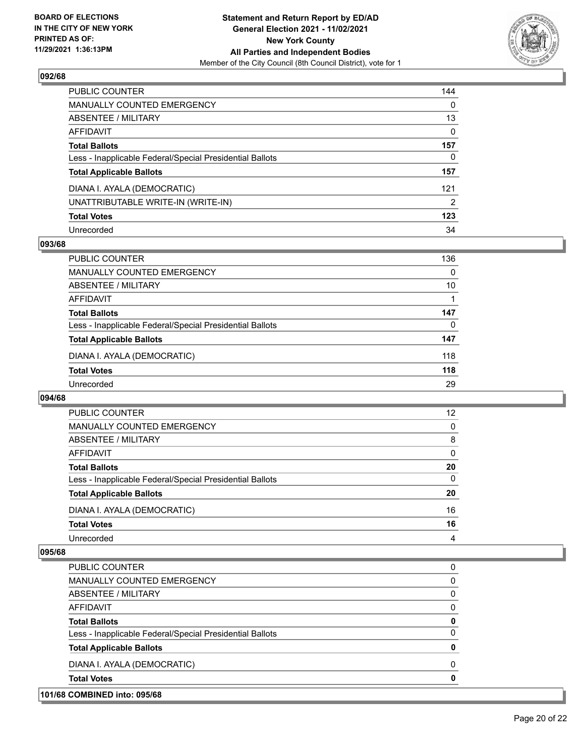## 092/68

| | |
|---|---|
| PUBLIC COUNTER | 144 |
| MANUALLY COUNTED EMERGENCY | 0 |
| ABSENTEE / MILITARY | 13 |
| AFFIDAVIT | 0 |
| **Total Ballots** | **157** |
| Less - Inapplicable Federal/Special Presidential Ballots | 0 |
| **Total Applicable Ballots** | **157** |
| DIANA I. AYALA (DEMOCRATIC) | 121 |
| UNATTRIBUTABLE WRITE-IN (WRITE-IN) | 2 |
| **Total Votes** | **123** |
| Unrecorded | 34 |

## 093/68

| | |
|---|---|
| PUBLIC COUNTER | 136 |
| MANUALLY COUNTED EMERGENCY | 0 |
| ABSENTEE / MILITARY | 10 |
| AFFIDAVIT | 1 |
| **Total Ballots** | **147** |
| Less - Inapplicable Federal/Special Presidential Ballots | 0 |
| **Total Applicable Ballots** | **147** |
| DIANA I. AYALA (DEMOCRATIC) | 118 |
| **Total Votes** | **118** |
| Unrecorded | 29 |

## 094/68

| | |
|---|---|
| PUBLIC COUNTER | 12 |
| MANUALLY COUNTED EMERGENCY | 0 |
| ABSENTEE / MILITARY | 8 |
| AFFIDAVIT | 0 |
| **Total Ballots** | **20** |
| Less - Inapplicable Federal/Special Presidential Ballots | 0 |
| **Total Applicable Ballots** | **20** |
| DIANA I. AYALA (DEMOCRATIC) | 16 |
| **Total Votes** | **16** |
| Unrecorded | 4 |

## 095/68

| | |
|---|---|
| PUBLIC COUNTER | 0 |
| MANUALLY COUNTED EMERGENCY | 0 |
| ABSENTEE / MILITARY | 0 |
| AFFIDAVIT | 0 |
| **Total Ballots** | **0** |
| Less - Inapplicable Federal/Special Presidential Ballots | 0 |
| **Total Applicable Ballots** | **0** |
| DIANA I. AYALA (DEMOCRATIC) | 0 |
| **Total Votes** | **0** |

## 101/68 COMBINED into: 095/68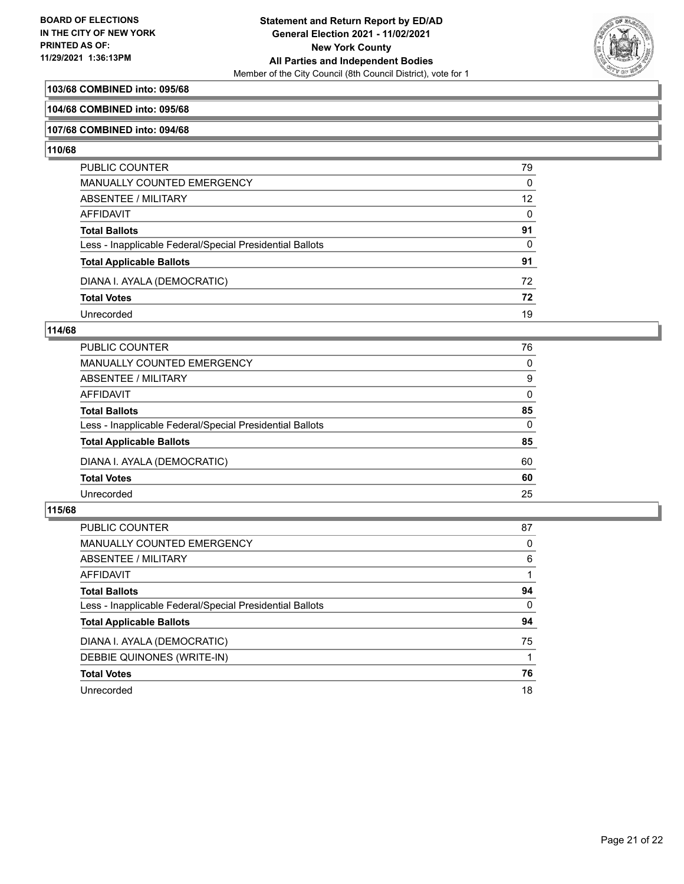**103/68 COMBINED into: 095/68**

**104/68 COMBINED into: 095/68**

**107/68 COMBINED into: 094/68**

**110/68**

| | |
|---|---|
| PUBLIC COUNTER | 79 |
| MANUALLY COUNTED EMERGENCY | 0 |
| ABSENTEE / MILITARY | 12 |
| AFFIDAVIT | 0 |
| **Total Ballots** | **91** |
| Less - Inapplicable Federal/Special Presidential Ballots | 0 |
| **Total Applicable Ballots** | **91** |
| DIANA I. AYALA (DEMOCRATIC) | 72 |
| **Total Votes** | **72** |
| Unrecorded | 19 |

**114/68**

| | |
|---|---|
| PUBLIC COUNTER | 76 |
| MANUALLY COUNTED EMERGENCY | 0 |
| ABSENTEE / MILITARY | 9 |
| AFFIDAVIT | 0 |
| **Total Ballots** | **85** |
| Less - Inapplicable Federal/Special Presidential Ballots | 0 |
| **Total Applicable Ballots** | **85** |
| DIANA I. AYALA (DEMOCRATIC) | 60 |
| **Total Votes** | **60** |
| Unrecorded | 25 |

**115/68**

| | |
|---|---|
| PUBLIC COUNTER | 87 |
| MANUALLY COUNTED EMERGENCY | 0 |
| ABSENTEE / MILITARY | 6 |
| AFFIDAVIT | 1 |
| **Total Ballots** | **94** |
| Less - Inapplicable Federal/Special Presidential Ballots | 0 |
| **Total Applicable Ballots** | **94** |
| DIANA I. AYALA (DEMOCRATIC) | 75 |
| DEBBIE QUINONES (WRITE-IN) | 1 |
| **Total Votes** | **76** |
| Unrecorded | 18 |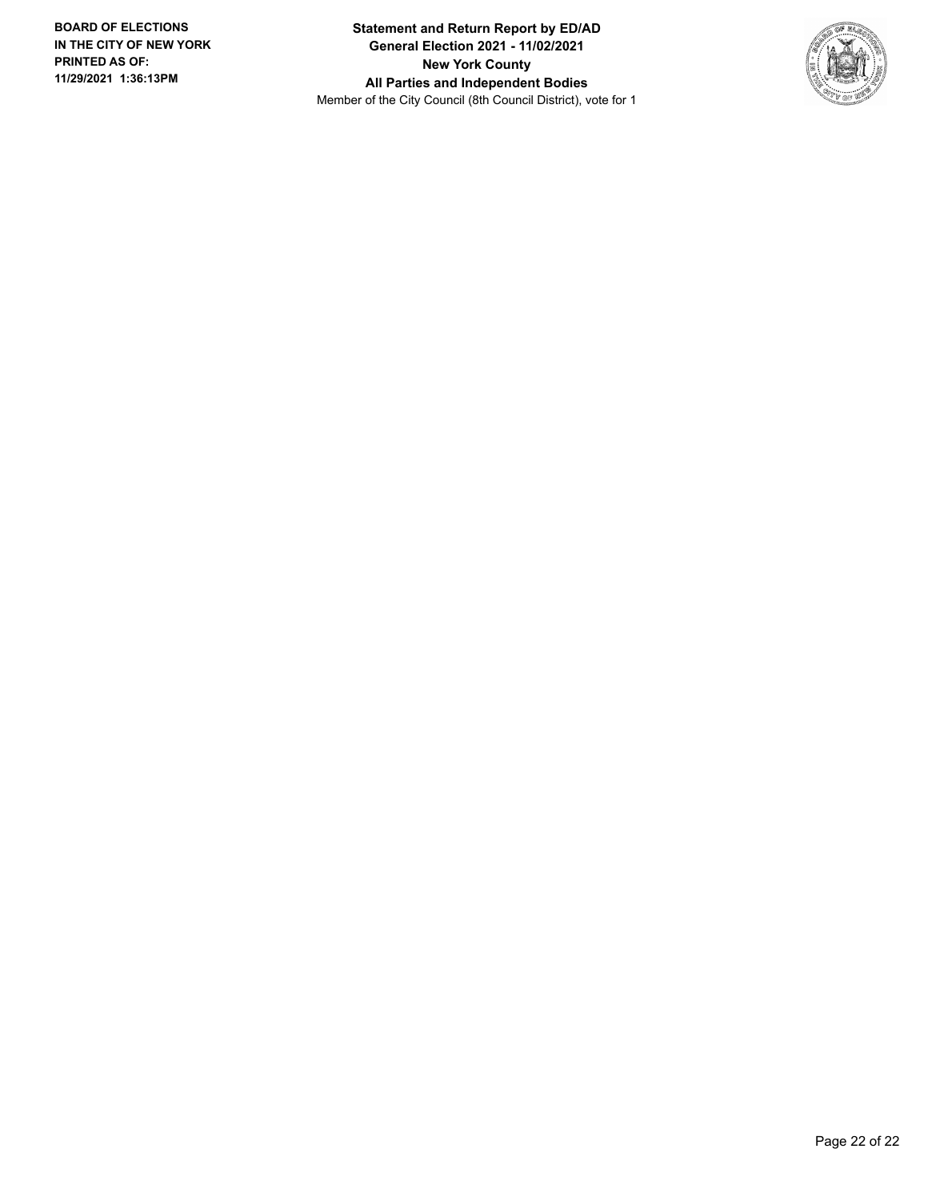**BOARD OF ELECTIONS IN THE CITY OF NEW YORK PRINTED AS OF: 11/29/2021 1:36:13PM**

**Statement and Return Report by ED/AD**
**General Election 2021 - 11/02/2021**
**New York County**
**All Parties and Independent Bodies**
Member of the City Council (8th Council District), vote for 1